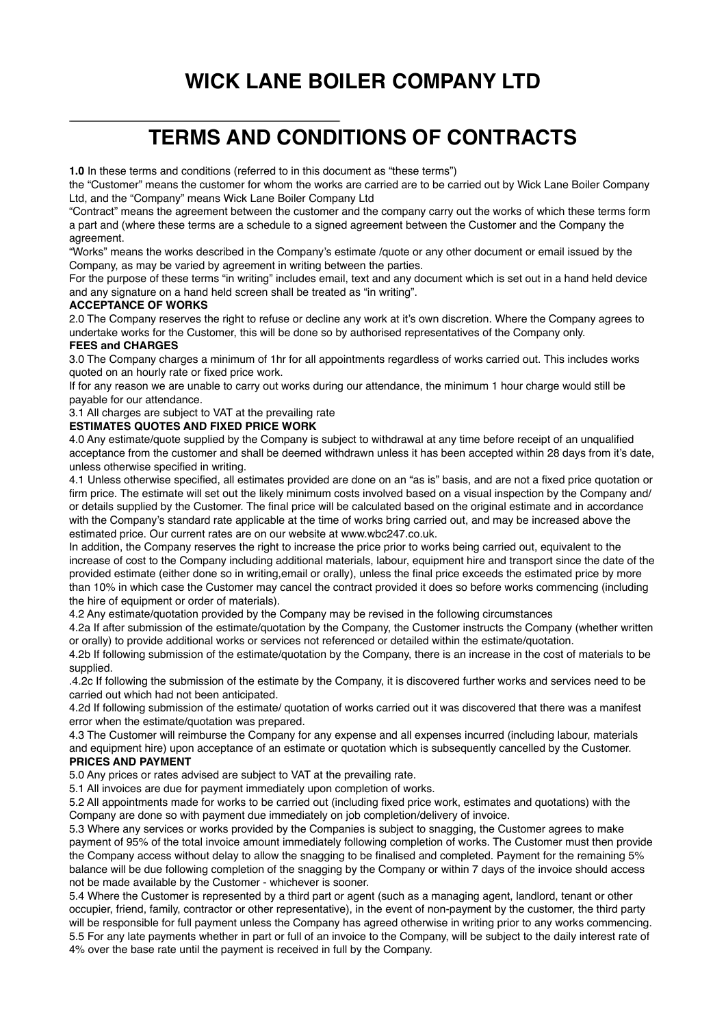# WICK LANE BOILER COMPANY LTD

# TERMS AND CONDITIONS OF CONTRACTS

**1.0** In these terms and conditions (referred to in this document as "these terms")
the "Customer" means the customer for whom the works are carried are to be carried out by Wick Lane Boiler Company Ltd, and the "Company" means Wick Lane Boiler Company Ltd
"Contract" means the agreement between the customer and the company carry out the works of which these terms form a part and (where these terms are a schedule to a signed agreement between the Customer and the Company the agreement.
"Works" means the works described in the Company's estimate /quote or any other document or email issued by the Company, as may be varied by agreement in writing between the parties.
For the purpose of these terms "in writing" includes email, text and any document which is set out in a hand held device and any signature on a hand held screen shall be treated as "in writing".

**ACCEPTANCE OF WORKS**

2.0 The Company reserves the right to refuse or decline any work at it's own discretion. Where the Company agrees to undertake works for the Customer, this will be done so by authorised representatives of the Company only.

**FEES and CHARGES**

3.0 The Company charges a minimum of 1hr for all appointments regardless of works carried out. This includes works quoted on an hourly rate or fixed price work.
If for any reason we are unable to carry out works during our attendance, the minimum 1 hour charge would still be payable for our attendance.
3.1 All charges are subject to VAT at the prevailing rate

**ESTIMATES QUOTES AND FIXED PRICE WORK**

4.0 Any estimate/quote supplied by the Company is subject to withdrawal at any time before receipt of an unqualified acceptance from the customer and shall be deemed withdrawn unless it has been accepted within 28 days from it's date, unless otherwise specified in writing.
4.1 Unless otherwise specified, all estimates provided are done on an "as is" basis, and are not a fixed price quotation or firm price. The estimate will set out the likely minimum costs involved based on a visual inspection by the Company and/or details supplied by the Customer. The final price will be calculated based on the original estimate and in accordance with the Company's standard rate applicable at the time of works bring carried out, and may be increased above the estimated price. Our current rates are on our website at www.wbc247.co.uk.
In addition, the Company reserves the right to increase the price prior to works being carried out, equivalent to the increase of cost to the Company including additional materials, labour, equipment hire and transport since the date of the provided estimate (either done so in writing,email or orally), unless the final price exceeds the estimated price by more than 10% in which case the Customer may cancel the contract provided it does so before works commencing (including the hire of equipment or order of materials).
4.2 Any estimate/quotation provided by the Company may be revised in the following circumstances
4.2a If after submission of the estimate/quotation by the Company, the Customer instructs the Company (whether written or orally) to provide additional works or services not referenced or detailed within the estimate/quotation.
4.2b If following submission of the estimate/quotation by the Company, there is an increase in the cost of materials to be supplied.
.4.2c If following the submission of the estimate by the Company, it is discovered further works and services need to be carried out which had not been anticipated.
4.2d If following submission of the estimate/ quotation of works carried out it was discovered that there was a manifest error when the estimate/quotation was prepared.
4.3 The Customer will reimburse the Company for any expense and all expenses incurred (including labour, materials and equipment hire) upon acceptance of an estimate or quotation which is subsequently cancelled by the Customer.

**PRICES AND PAYMENT**

5.0 Any prices or rates advised are subject to VAT at the prevailing rate.
5.1 All invoices are due for payment immediately upon completion of works.
5.2 All appointments made for works to be carried out (including fixed price work, estimates and quotations) with the Company are done so with payment due immediately on job completion/delivery of invoice.
5.3 Where any services or works provided by the Companies is subject to snagging, the Customer agrees to make payment of 95% of the total invoice amount immediately following completion of works. The Customer must then provide the Company access without delay to allow the snagging to be finalised and completed. Payment for the remaining 5% balance will be due following completion of the snagging by the Company or within 7 days of the invoice should access not be made available by the Customer - whichever is sooner.
5.4 Where the Customer is represented by a third part or agent (such as a managing agent, landlord, tenant or other occupier, friend, family, contractor or other representative), in the event of non-payment by the customer, the third party will be responsible for full payment unless the Company has agreed otherwise in writing prior to any works commencing.
5.5 For any late payments whether in part or full of an invoice to the Company, will be subject to the daily interest rate of 4% over the base rate until the payment is received in full by the Company.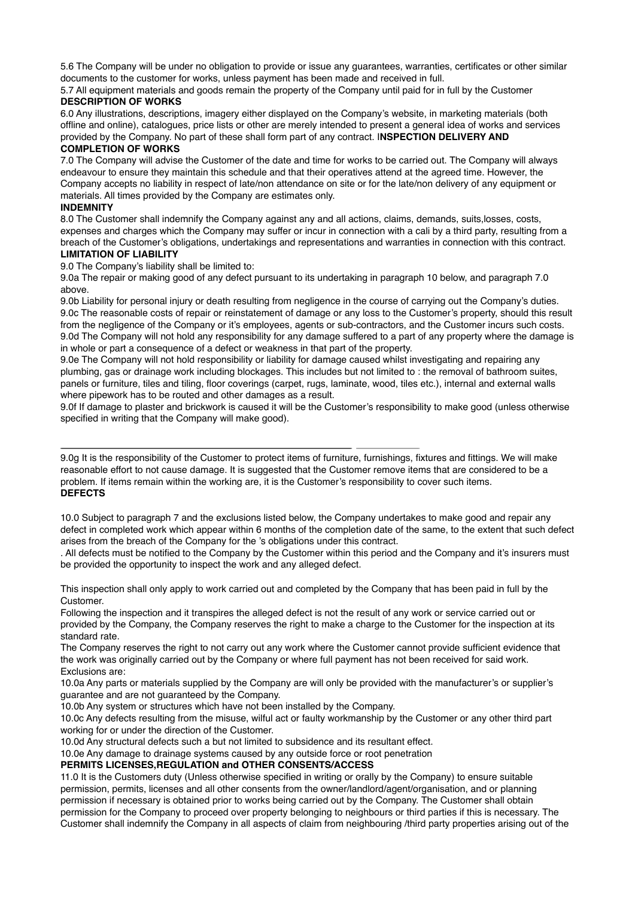5.6 The Company will be under no obligation to provide or issue any guarantees, warranties, certificates or other similar documents to the customer for works, unless payment has been made and received in full.

5.7 All equipment materials and goods remain the property of the Company until paid for in full by the Customer

**DESCRIPTION OF WORKS**

6.0 Any illustrations, descriptions, imagery either displayed on the Company's website, in marketing materials (both offline and online), catalogues, price lists or other are merely intended to present a general idea of works and services provided by the Company. No part of these shall form part of any contract. I**NSPECTION DELIVERY AND COMPLETION OF WORKS**

7.0 The Company will advise the Customer of the date and time for works to be carried out. The Company will always endeavour to ensure they maintain this schedule and that their operatives attend at the agreed time. However, the Company accepts no liability in respect of late/non attendance on site or for the late/non delivery of any equipment or materials. All times provided by the Company are estimates only.

**INDEMNITY**

8.0 The Customer shall indemnify the Company against any and all actions, claims, demands, suits,losses, costs, expenses and charges which the Company may suffer or incur in connection with a cali by a third party, resulting from a breach of the Customer's obligations, undertakings and representations and warranties in connection with this contract.

**LIMITATION OF LIABILITY**

9.0 The Company's liability shall be limited to:

9.0a The repair or making good of any defect pursuant to its undertaking in paragraph 10 below, and paragraph 7.0 above.

9.0b Liability for personal injury or death resulting from negligence in the course of carrying out the Company's duties.

9.0c The reasonable costs of repair or reinstatement of damage or any loss to the Customer's property, should this result from the negligence of the Company or it's employees, agents or sub-contractors, and the Customer incurs such costs.

9.0d The Company will not hold any responsibility for any damage suffered to a part of any property where the damage is in whole or part a consequence of a defect or weakness in that part of the property.

9.0e The Company will not hold responsibility or liability for damage caused whilst investigating and repairing any plumbing, gas or drainage work including blockages. This includes but not limited to : the removal of bathroom suites, panels or furniture, tiles and tiling, floor coverings (carpet, rugs, laminate, wood, tiles etc.), internal and external walls where pipework has to be routed and other damages as a result.

9.0f If damage to plaster and brickwork is caused it will be the Customer's responsibility to make good (unless otherwise specified in writing that the Company will make good).

---

9.0g It is the responsibility of the Customer to protect items of furniture, furnishings, fixtures and fittings. We will make reasonable effort to not cause damage. It is suggested that the Customer remove items that are considered to be a problem. If items remain within the working are, it is the Customer's responsibility to cover such items.

**DEFECTS**

10.0 Subject to paragraph 7 and the exclusions listed below, the Company undertakes to make good and repair any defect in completed work which appear within 6 months of the completion date of the same, to the extent that such defect arises from the breach of the Company for the 's obligations under this contract.

. All defects must be notified to the Company by the Customer within this period and the Company and it's insurers must be provided the opportunity to inspect the work and any alleged defect.

This inspection shall only apply to work carried out and completed by the Company that has been paid in full by the Customer.

Following the inspection and it transpires the alleged defect is not the result of any work or service carried out or provided by the Company, the Company reserves the right to make a charge to the Customer for the inspection at its standard rate.

The Company reserves the right to not carry out any work where the Customer cannot provide sufficient evidence that the work was originally carried out by the Company or where full payment has not been received for said work.

Exclusions are:

10.0a Any parts or materials supplied by the Company are will only be provided with the manufacturer's or supplier's guarantee and are not guaranteed by the Company.

10.0b Any system or structures which have not been installed by the Company.

10.0c Any defects resulting from the misuse, wilful act or faulty workmanship by the Customer or any other third part working for or under the direction of the Customer.

10.0d Any structural defects such a but not limited to subsidence and its resultant effect.

10.0e Any damage to drainage systems caused by any outside force or root penetration

**PERMITS LICENSES,REGULATION and OTHER CONSENTS/ACCESS**

11.0 It is the Customers duty (Unless otherwise specified in writing or orally by the Company) to ensure suitable permission, permits, licenses and all other consents from the owner/landlord/agent/organisation, and or planning permission if necessary is obtained prior to works being carried out by the Company. The Customer shall obtain permission for the Company to proceed over property belonging to neighbours or third parties if this is necessary. The Customer shall indemnify the Company in all aspects of claim from neighbouring /third party properties arising out of the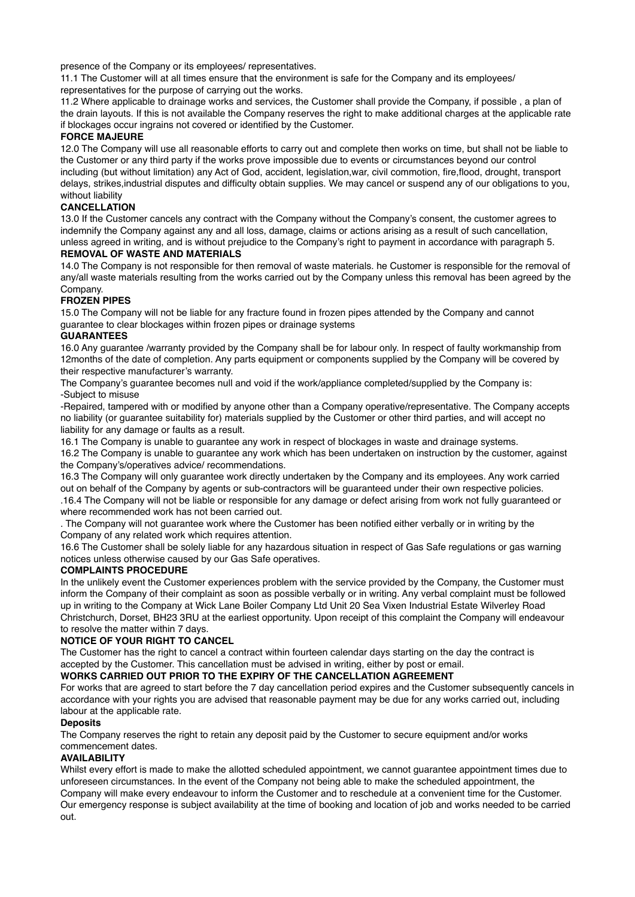presence of the Company or its employees/ representatives.

11.1 The Customer will at all times ensure that the environment is safe for the Company and its employees/ representatives for the purpose of carrying out the works.

11.2 Where applicable to drainage works and services, the Customer shall provide the Company, if possible , a plan of the drain layouts. If this is not available the Company reserves the right to make additional charges at the applicable rate if blockages occur ingrains not covered or identified by the Customer.

**FORCE MAJEURE**

12.0 The Company will use all reasonable efforts to carry out and complete then works on time, but shall not be liable to the Customer or any third party if the works prove impossible due to events or circumstances beyond our control including (but without limitation) any Act of God, accident, legislation,war, civil commotion, fire,flood, drought, transport delays, strikes,industrial disputes and difficulty obtain supplies. We may cancel or suspend any of our obligations to you, without liability

**CANCELLATION**

13.0 If the Customer cancels any contract with the Company without the Company's consent, the customer agrees to indemnify the Company against any and all loss, damage, claims or actions arising as a result of such cancellation, unless agreed in writing, and is without prejudice to the Company's right to payment in accordance with paragraph 5.

**REMOVAL OF WASTE AND MATERIALS**

14.0 The Company is not responsible for then removal of waste materials. he Customer is responsible for the removal of any/all waste materials resulting from the works carried out by the Company unless this removal has been agreed by the Company.

**FROZEN PIPES**

15.0 The Company will not be liable for any fracture found in frozen pipes attended by the Company and cannot guarantee to clear blockages within frozen pipes or drainage systems

**GUARANTEES**

16.0 Any guarantee /warranty provided by the Company shall be for labour only. In respect of faulty workmanship from 12months of the date of completion. Any parts equipment or components supplied by the Company will be covered by their respective manufacturer's warranty.

The Company's guarantee becomes null and void if the work/appliance completed/supplied by the Company is:

-Subject to misuse

-Repaired, tampered with or modified by anyone other than a Company operative/representative. The Company accepts no liability (or guarantee suitability for) materials supplied by the Customer or other third parties, and will accept no liability for any damage or faults as a result.

16.1 The Company is unable to guarantee any work in respect of blockages in waste and drainage systems.

16.2 The Company is unable to guarantee any work which has been undertaken on instruction by the customer, against the Company's/operatives advice/ recommendations.

16.3 The Company will only guarantee work directly undertaken by the Company and its employees. Any work carried out on behalf of the Company by agents or sub-contractors will be guaranteed under their own respective policies.

.16.4 The Company will not be liable or responsible for any damage or defect arising from work not fully guaranteed or where recommended work has not been carried out.

. The Company will not guarantee work where the Customer has been notified either verbally or in writing by the Company of any related work which requires attention.

16.6 The Customer shall be solely liable for any hazardous situation in respect of Gas Safe regulations or gas warning notices unless otherwise caused by our Gas Safe operatives.

**COMPLAINTS PROCEDURE**

In the unlikely event the Customer experiences problem with the service provided by the Company, the Customer must inform the Company of their complaint as soon as possible verbally or in writing. Any verbal complaint must be followed up in writing to the Company at Wick Lane Boiler Company Ltd Unit 20 Sea Vixen Industrial Estate Wilverley Road Christchurch, Dorset, BH23 3RU at the earliest opportunity. Upon receipt of this complaint the Company will endeavour to resolve the matter within 7 days.

**NOTICE OF YOUR RIGHT TO CANCEL**

The Customer has the right to cancel a contract within fourteen calendar days starting on the day the contract is accepted by the Customer. This cancellation must be advised in writing, either by post or email.

**WORKS CARRIED OUT PRIOR TO THE EXPIRY OF THE CANCELLATION AGREEMENT**

For works that are agreed to start before the 7 day cancellation period expires and the Customer subsequently cancels in accordance with your rights you are advised that reasonable payment may be due for any works carried out, including labour at the applicable rate.

**Deposits**

The Company reserves the right to retain any deposit paid by the Customer to secure equipment and/or works commencement dates.

**AVAILABILITY**

Whilst every effort is made to make the allotted scheduled appointment, we cannot guarantee appointment times due to unforeseen circumstances. In the event of the Company not being able to make the scheduled appointment, the Company will make every endeavour to inform the Customer and to reschedule at a convenient time for the Customer. Our emergency response is subject availability at the time of booking and location of job and works needed to be carried out.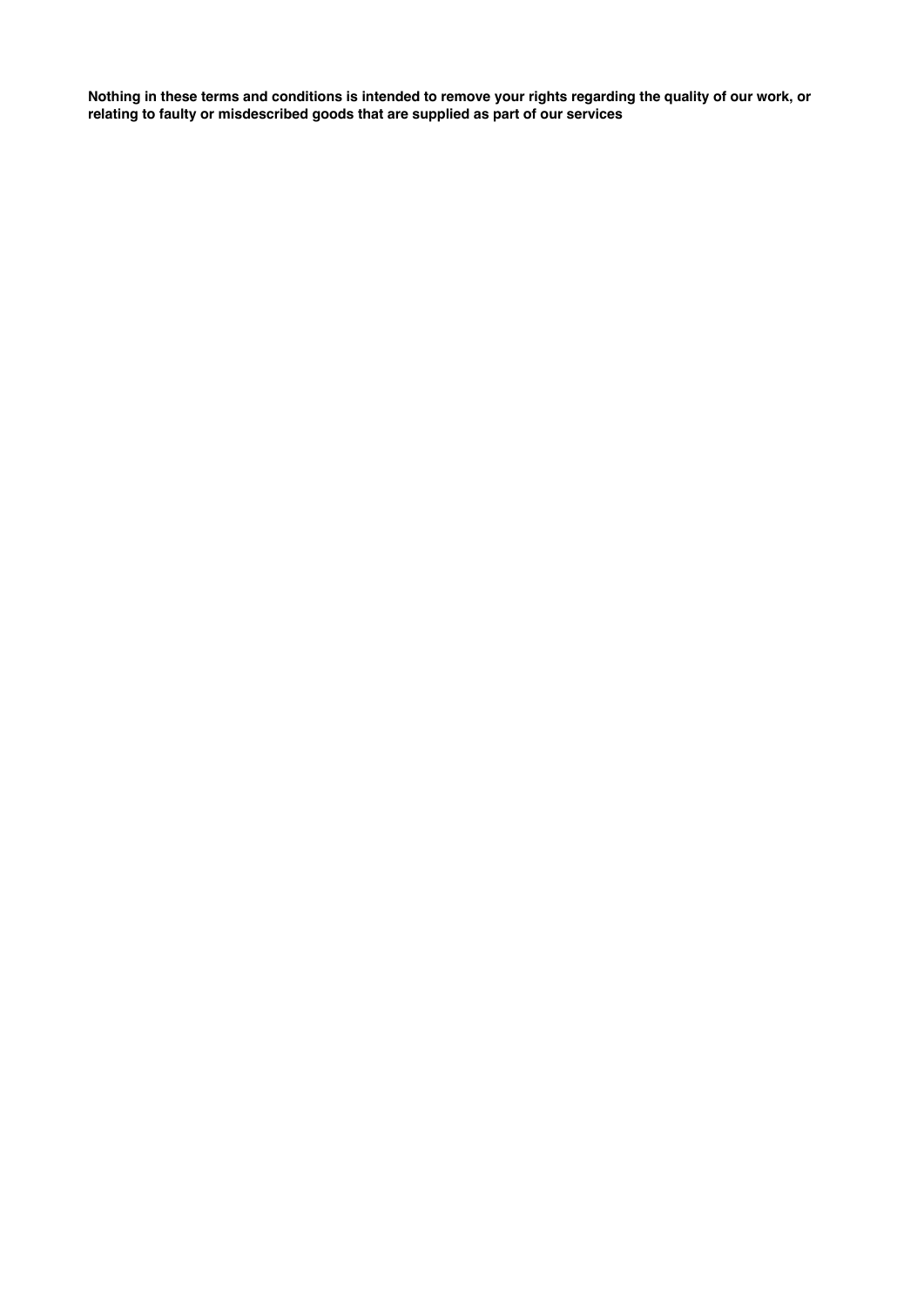**Nothing in these terms and conditions is intended to remove your rights regarding the quality of our work, or relating to faulty or misdescribed goods that are supplied as part of our services**